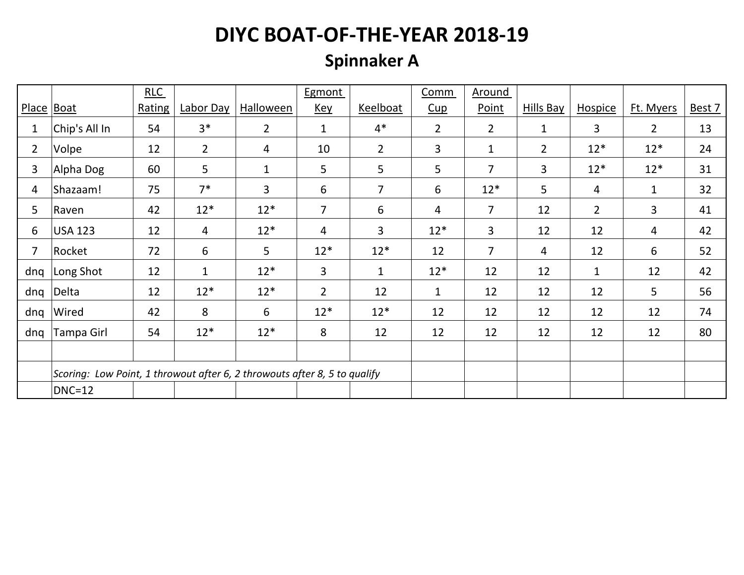# DIYC BOAT-OF-THE-YEAR 2018-19

## Spinnaker A

| Place | Boat | RLC Rating | Labor Day | Halloween | Egmont Key | Keelboat | Comm Cup | Around Point | Hills Bay | Hospice | Ft. Myers | Best 7 |
|---|---|---|---|---|---|---|---|---|---|---|---|---|
| 1 | Chip's All In | 54 | 3* | 2 | 1 | 4* | 2 | 2 | 1 | 3 | 2 | 13 |
| 2 | Volpe | 12 | 2 | 4 | 10 | 2 | 3 | 1 | 2 | 12* | 12* | 24 |
| 3 | Alpha Dog | 60 | 5 | 1 | 5 | 5 | 5 | 7 | 3 | 12* | 12* | 31 |
| 4 | Shazaam! | 75 | 7* | 3 | 6 | 7 | 6 | 12* | 5 | 4 | 1 | 32 |
| 5 | Raven | 42 | 12* | 12* | 7 | 6 | 4 | 7 | 12 | 2 | 3 | 41 |
| 6 | USA 123 | 12 | 4 | 12* | 4 | 3 | 12* | 3 | 12 | 12 | 4 | 42 |
| 7 | Rocket | 72 | 6 | 5 | 12* | 12* | 12 | 7 | 4 | 12 | 6 | 52 |
| dnq | Long Shot | 12 | 1 | 12* | 3 | 1 | 12* | 12 | 12 | 1 | 12 | 42 |
| dnq | Delta | 12 | 12* | 12* | 2 | 12 | 1 | 12 | 12 | 12 | 5 | 56 |
| dnq | Wired | 42 | 8 | 6 | 12* | 12* | 12 | 12 | 12 | 12 | 12 | 74 |
| dnq | Tampa Girl | 54 | 12* | 12* | 8 | 12 | 12 | 12 | 12 | 12 | 12 | 80 |
| | | | | | | | | | | | | |
| | *Scoring: Low Point, 1 throwout after 6, 2 throwouts after 8, 5 to qualify* | | | | | | | | | | | |
| | DNC=12 | | | | | | | | | | | |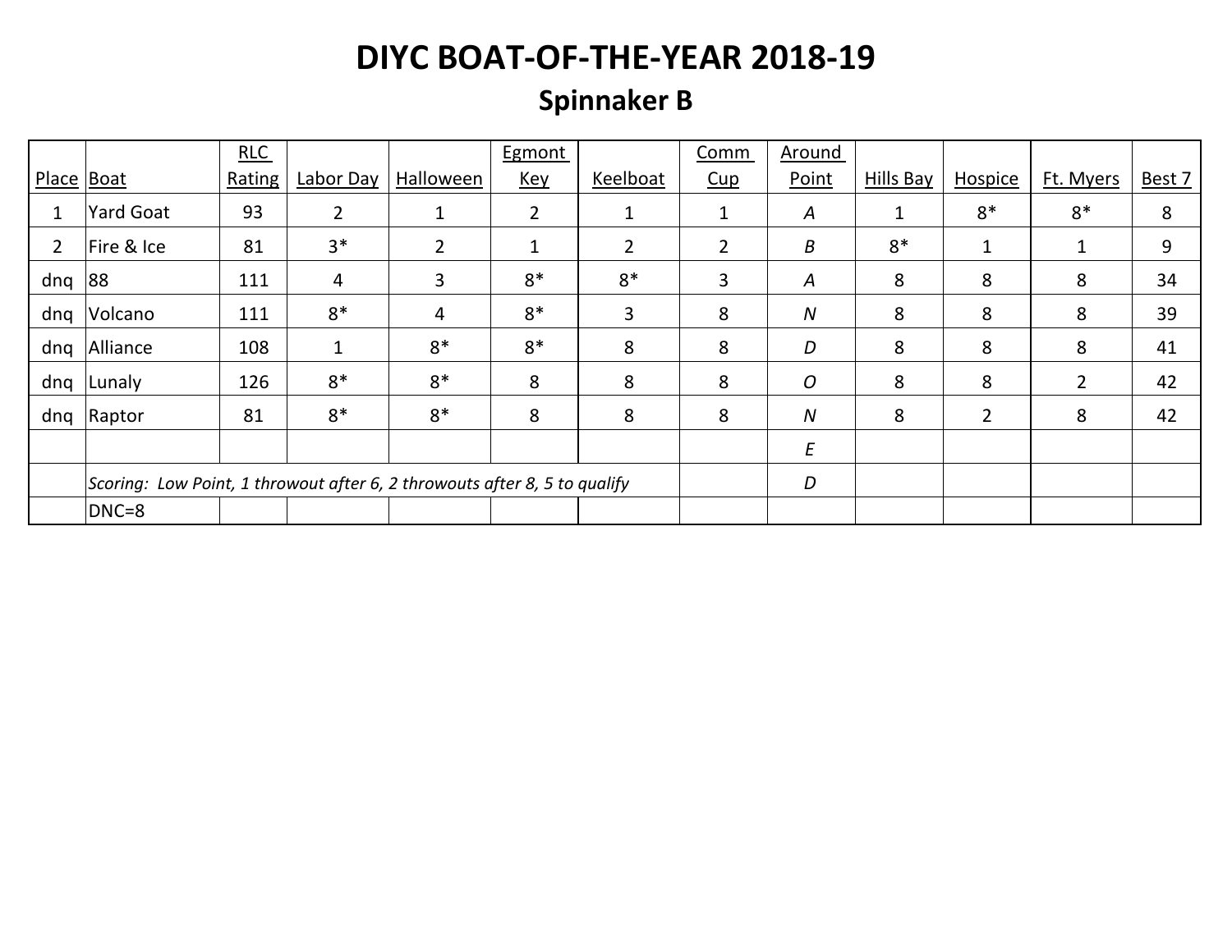# DIYC BOAT-OF-THE-YEAR 2018-19

## Spinnaker B

| Place | Boat | RLC Rating | Labor Day | Halloween | Egmont Key | Keelboat | Comm Cup | Around Point | Hills Bay | Hospice | Ft. Myers | Best 7 |
|---|---|---|---|---|---|---|---|---|---|---|---|---|
| 1 | Yard Goat | 93 | 2 | 1 | 2 | 1 | 1 | *A* | 1 | 8* | 8* | 8 |
| 2 | Fire & Ice | 81 | 3* | 2 | 1 | 2 | 2 | *B* | 8* | 1 | 1 | 9 |
| dnq | 88 | 111 | 4 | 3 | 8* | 8* | 3 | *A* | 8 | 8 | 8 | 34 |
| dnq | Volcano | 111 | 8* | 4 | 8* | 3 | 8 | *N* | 8 | 8 | 8 | 39 |
| dnq | Alliance | 108 | 1 | 8* | 8* | 8 | 8 | *D* | 8 | 8 | 8 | 41 |
| dnq | Lunaly | 126 | 8* | 8* | 8 | 8 | 8 | *O* | 8 | 8 | 2 | 42 |
| dnq | Raptor | 81 | 8* | 8* | 8 | 8 | 8 | *N* | 8 | 2 | 8 | 42 |
| | | | | | | | | *E* | | | | |
| | *Scoring: Low Point, 1 throwout after 6, 2 throwouts after 8, 5 to qualify* | | | | | | | *D* | | | | |
| | DNC=8 | | | | | | | | | | | |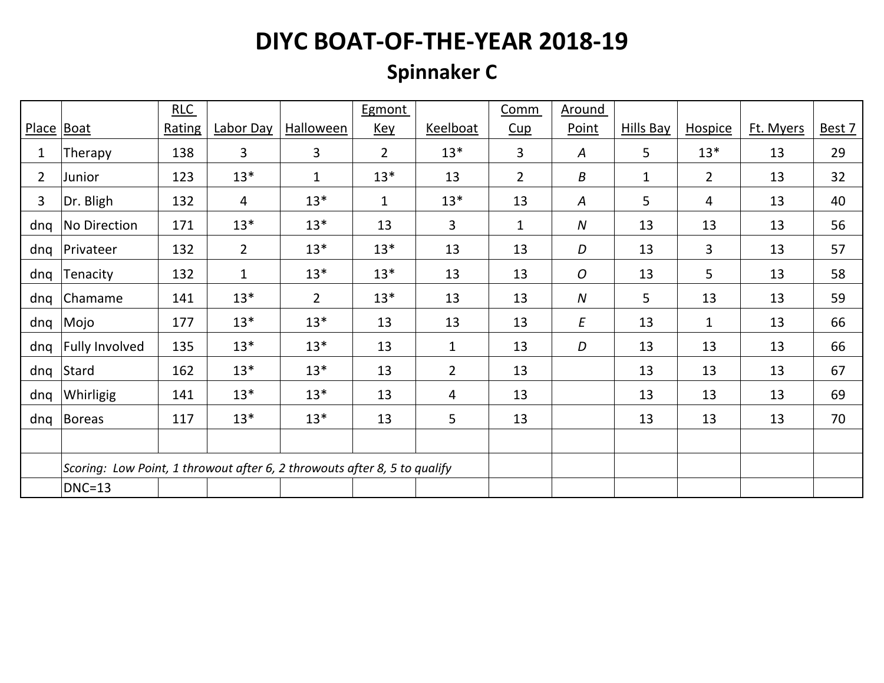# DIYC BOAT-OF-THE-YEAR 2018-19

## Spinnaker C

| Place | Boat | RLC Rating | Labor Day | Halloween | Egmont Key | Keelboat | Comm Cup | Around Point | Hills Bay | Hospice | Ft. Myers | Best 7 |
|---|---|---|---|---|---|---|---|---|---|---|---|---|
| 1 | Therapy | 138 | 3 | 3 | 2 | 13* | 3 | *A* | 5 | 13* | 13 | 29 |
| 2 | Junior | 123 | 13* | 1 | 13* | 13 | 2 | *B* | 1 | 2 | 13 | 32 |
| 3 | Dr. Bligh | 132 | 4 | 13* | 1 | 13* | 13 | *A* | 5 | 4 | 13 | 40 |
| dnq | No Direction | 171 | 13* | 13* | 13 | 3 | 1 | *N* | 13 | 13 | 13 | 56 |
| dnq | Privateer | 132 | 2 | 13* | 13* | 13 | 13 | *D* | 13 | 3 | 13 | 57 |
| dnq | Tenacity | 132 | 1 | 13* | 13* | 13 | 13 | *O* | 13 | 5 | 13 | 58 |
| dnq | Chamame | 141 | 13* | 2 | 13* | 13 | 13 | *N* | 5 | 13 | 13 | 59 |
| dnq | Mojo | 177 | 13* | 13* | 13 | 13 | 13 | *E* | 13 | 1 | 13 | 66 |
| dnq | Fully Involved | 135 | 13* | 13* | 13 | 1 | 13 | *D* | 13 | 13 | 13 | 66 |
| dnq | Stard | 162 | 13* | 13* | 13 | 2 | 13 | | 13 | 13 | 13 | 67 |
| dnq | Whirligig | 141 | 13* | 13* | 13 | 4 | 13 | | 13 | 13 | 13 | 69 |
| dnq | Boreas | 117 | 13* | 13* | 13 | 5 | 13 | | 13 | 13 | 13 | 70 |
| | | | | | | | | | | | | |
| | *Scoring: Low Point, 1 throwout after 6, 2 throwouts after 8, 5 to qualify* | | | | | | | | | | | |
| | DNC=13 | | | | | | | | | | | |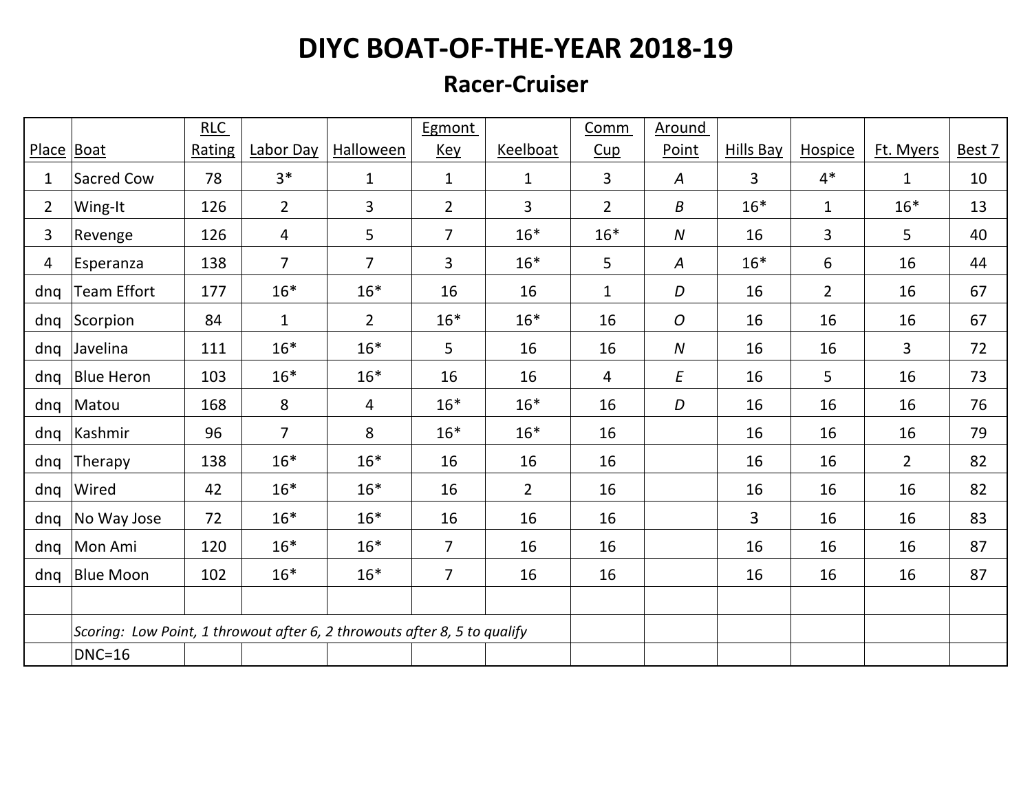# DIYC BOAT-OF-THE-YEAR 2018-19

## Racer-Cruiser

| Place | Boat | RLC Rating | Labor Day | Halloween | Egmont Key | Keelboat | Comm Cup | Around Point | Hills Bay | Hospice | Ft. Myers | Best 7 |
|---|---|---|---|---|---|---|---|---|---|---|---|---|
| 1 | Sacred Cow | 78 | 3* | 1 | 1 | 1 | 3 | *A* | 3 | 4* | 1 | 10 |
| 2 | Wing-It | 126 | 2 | 3 | 2 | 3 | 2 | *B* | 16* | 1 | 16* | 13 |
| 3 | Revenge | 126 | 4 | 5 | 7 | 16* | 16* | *N* | 16 | 3 | 5 | 40 |
| 4 | Esperanza | 138 | 7 | 7 | 3 | 16* | 5 | *A* | 16* | 6 | 16 | 44 |
| dnq | Team Effort | 177 | 16* | 16* | 16 | 16 | 1 | *D* | 16 | 2 | 16 | 67 |
| dnq | Scorpion | 84 | 1 | 2 | 16* | 16* | 16 | *O* | 16 | 16 | 16 | 67 |
| dnq | Javelina | 111 | 16* | 16* | 5 | 16 | 16 | *N* | 16 | 16 | 3 | 72 |
| dnq | Blue Heron | 103 | 16* | 16* | 16 | 16 | 4 | *E* | 16 | 5 | 16 | 73 |
| dnq | Matou | 168 | 8 | 4 | 16* | 16* | 16 | *D* | 16 | 16 | 16 | 76 |
| dnq | Kashmir | 96 | 7 | 8 | 16* | 16* | 16 | | 16 | 16 | 16 | 79 |
| dnq | Therapy | 138 | 16* | 16* | 16 | 16 | 16 | | 16 | 16 | 2 | 82 |
| dnq | Wired | 42 | 16* | 16* | 16 | 2 | 16 | | 16 | 16 | 16 | 82 |
| dnq | No Way Jose | 72 | 16* | 16* | 16 | 16 | 16 | | 3 | 16 | 16 | 83 |
| dnq | Mon Ami | 120 | 16* | 16* | 7 | 16 | 16 | | 16 | 16 | 16 | 87 |
| dnq | Blue Moon | 102 | 16* | 16* | 7 | 16 | 16 | | 16 | 16 | 16 | 87 |

*Scoring: Low Point, 1 throwout after 6, 2 throwouts after 8, 5 to qualify*

DNC=16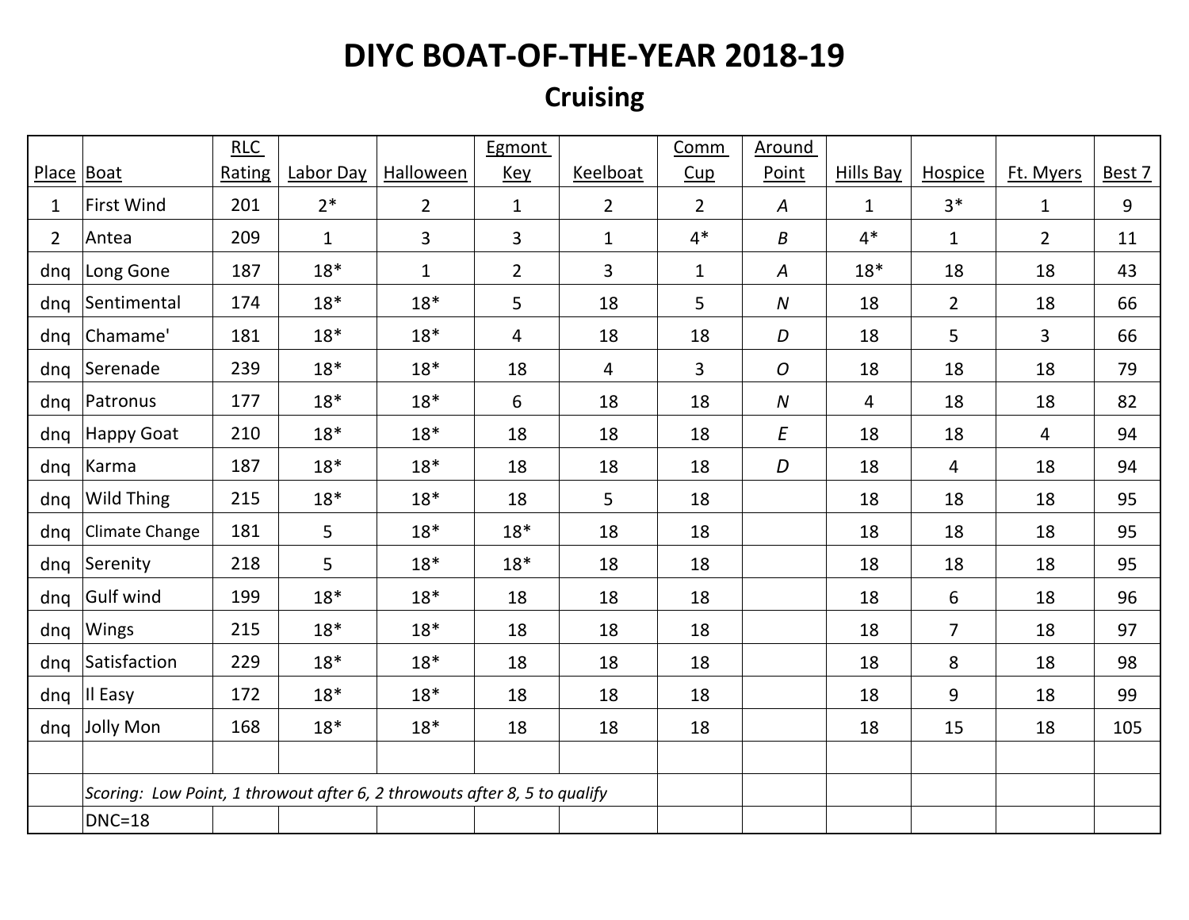# DIYC BOAT-OF-THE-YEAR 2018-19

## Cruising

| Place | Boat | RLC Rating | Labor Day | Halloween | Egmont Key | Keelboat | Comm Cup | Around Point | Hills Bay | Hospice | Ft. Myers | Best 7 |
|---|---|---|---|---|---|---|---|---|---|---|---|---|
| 1 | First Wind | 201 | 2* | 2 | 1 | 2 | 2 | *A* | 1 | 3* | 1 | 9 |
| 2 | Antea | 209 | 1 | 3 | 3 | 1 | 4* | *B* | 4* | 1 | 2 | 11 |
| dnq | Long Gone | 187 | 18* | 1 | 2 | 3 | 1 | *A* | 18* | 18 | 18 | 43 |
| dnq | Sentimental | 174 | 18* | 18* | 5 | 18 | 5 | *N* | 18 | 2 | 18 | 66 |
| dnq | Chamame' | 181 | 18* | 18* | 4 | 18 | 18 | *D* | 18 | 5 | 3 | 66 |
| dnq | Serenade | 239 | 18* | 18* | 18 | 4 | 3 | *O* | 18 | 18 | 18 | 79 |
| dnq | Patronus | 177 | 18* | 18* | 6 | 18 | 18 | *N* | 4 | 18 | 18 | 82 |
| dnq | Happy Goat | 210 | 18* | 18* | 18 | 18 | 18 | *E* | 18 | 18 | 4 | 94 |
| dnq | Karma | 187 | 18* | 18* | 18 | 18 | 18 | *D* | 18 | 4 | 18 | 94 |
| dnq | Wild Thing | 215 | 18* | 18* | 18 | 5 | 18 | | 18 | 18 | 18 | 95 |
| dnq | Climate Change | 181 | 5 | 18* | 18* | 18 | 18 | | 18 | 18 | 18 | 95 |
| dnq | Serenity | 218 | 5 | 18* | 18* | 18 | 18 | | 18 | 18 | 18 | 95 |
| dnq | Gulf wind | 199 | 18* | 18* | 18 | 18 | 18 | | 18 | 6 | 18 | 96 |
| dnq | Wings | 215 | 18* | 18* | 18 | 18 | 18 | | 18 | 7 | 18 | 97 |
| dnq | Satisfaction | 229 | 18* | 18* | 18 | 18 | 18 | | 18 | 8 | 18 | 98 |
| dnq | Il Easy | 172 | 18* | 18* | 18 | 18 | 18 | | 18 | 9 | 18 | 99 |
| dnq | Jolly Mon | 168 | 18* | 18* | 18 | 18 | 18 | | 18 | 15 | 18 | 105 |

*Scoring: Low Point, 1 throwout after 6, 2 throwouts after 8, 5 to qualify*

DNC=18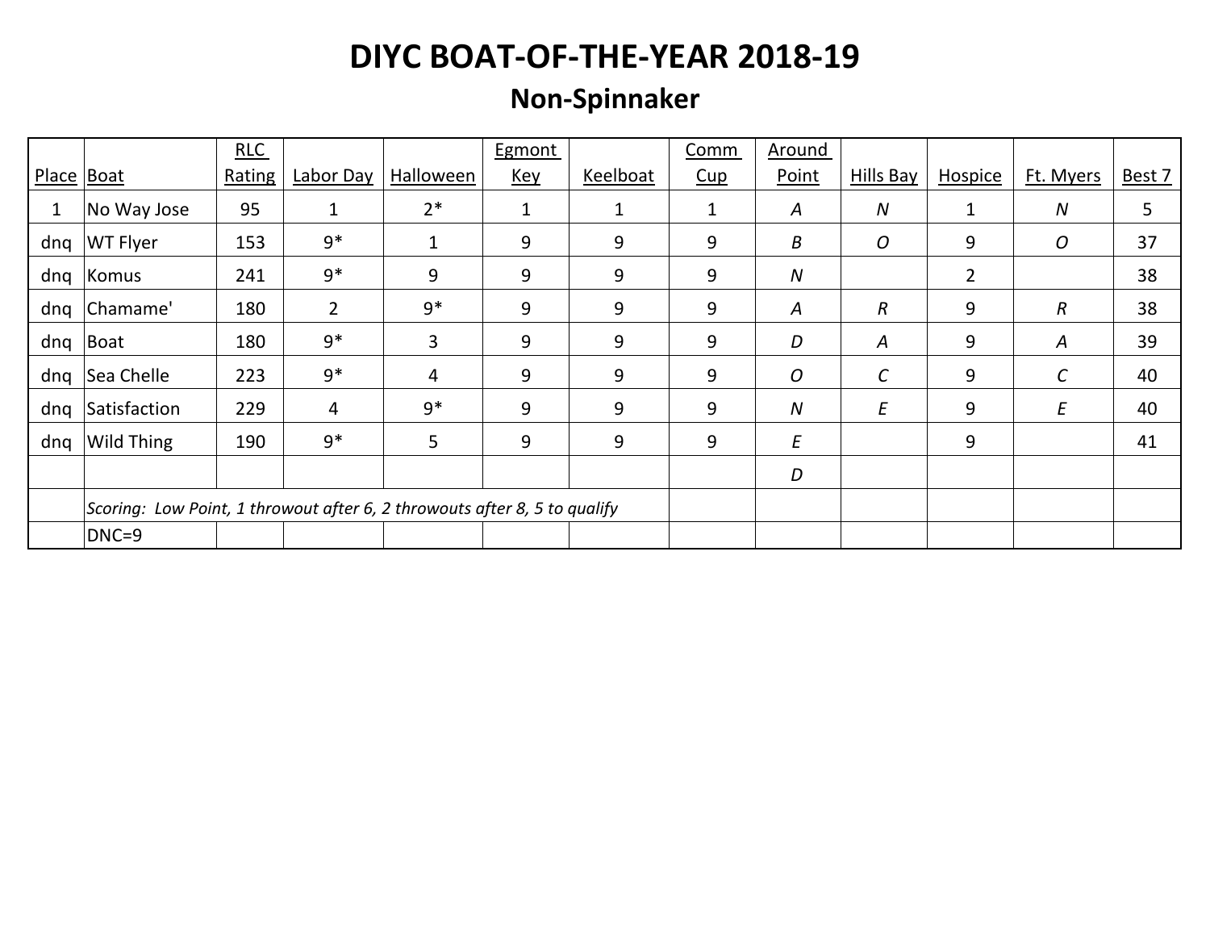# DIYC BOAT-OF-THE-YEAR 2018-19

## Non-Spinnaker

| Place | Boat | RLC Rating | Labor Day | Halloween | Egmont Key | Keelboat | Comm Cup | Around Point | Hills Bay | Hospice | Ft. Myers | Best 7 |
|---|---|---|---|---|---|---|---|---|---|---|---|---|
| 1 | No Way Jose | 95 | 1 | 2* | 1 | 1 | 1 | *A* | *N* | 1 | *N* | 5 |
| dnq | WT Flyer | 153 | 9* | 1 | 9 | 9 | 9 | *B* | *O* | 9 | *O* | 37 |
| dnq | Komus | 241 | 9* | 9 | 9 | 9 | 9 | *N* | | 2 | | 38 |
| dnq | Chamame' | 180 | 2 | 9* | 9 | 9 | 9 | *A* | *R* | 9 | *R* | 38 |
| dnq | Boat | 180 | 9* | 3 | 9 | 9 | 9 | *D* | *A* | 9 | *A* | 39 |
| dnq | Sea Chelle | 223 | 9* | 4 | 9 | 9 | 9 | *O* | *C* | 9 | *C* | 40 |
| dnq | Satisfaction | 229 | 4 | 9* | 9 | 9 | 9 | *N* | *E* | 9 | *E* | 40 |
| dnq | Wild Thing | 190 | 9* | 5 | 9 | 9 | 9 | *E* | | 9 | | 41 |
| | | | | | | | | *D* | | | | |
| | *Scoring: Low Point, 1 throwout after 6, 2 throwouts after 8, 5 to qualify* | | | | | | | | | | | |
| | DNC=9 | | | | | | | | | | | |